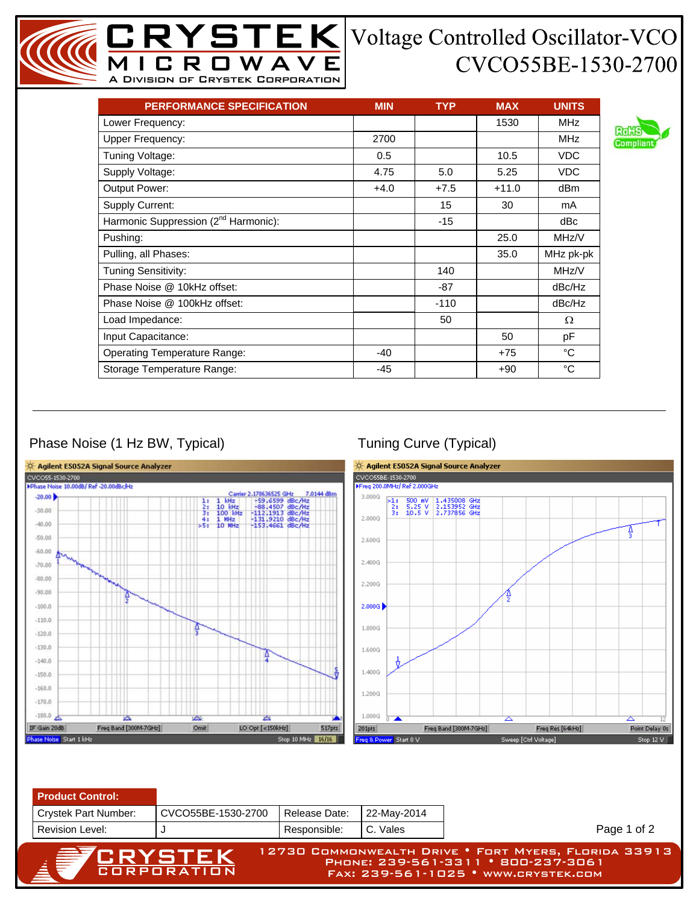# Voltage Controlled Oscillator-VCO

## CVCO55BE-1530-2700

| PERFORMANCE SPECIFICATION | MIN | TYP | MAX | UNITS |
|---|---|---|---|---|
| Lower Frequency: | | | 1530 | MHz |
| Upper Frequency: | 2700 | | | MHz |
| Tuning Voltage: | 0.5 | | 10.5 | VDC |
| Supply Voltage: | 4.75 | 5.0 | 5.25 | VDC |
| Output Power: | +4.0 | +7.5 | +11.0 | dBm |
| Supply Current: | | 15 | 30 | mA |
| Harmonic Suppression (2[nd] Harmonic): | | -15 | | dBc |
| Pushing: | | | 25.0 | MHz/V |
| Pulling, all Phases: | | | 35.0 | MHz pk-pk |
| Tuning Sensitivity: | | 140 | | MHz/V |
| Phase Noise @ 10kHz offset: | | -87 | | dBc/Hz |
| Phase Noise @ 100kHz offset: | | -110 | | dBc/Hz |
| Load Impedance: | | 50 | | Ω |
| Input Capacitance: | | | 50 | pF |
| Operating Temperature Range: | -40 | | +75 | °C |
| Storage Temperature Range: | -45 | | +90 | °C |

RoHS Compliant

### Phase Noise (1 Hz BW, Typical)

### Tuning Curve (Typical)

| Product Control: | | | |
|---|---|---|---|
| Crystek Part Number: | CVCO55BE-1530-2700 | Release Date: | 22-May-2014 |
| Revision Level: | J | Responsible: | C. Vales |

12730 Commonwealth Drive • Fort Myers, Florida 33913
Phone: 239-561-3311 • 800-237-3061
Fax: 239-561-1025 • www.crystek.com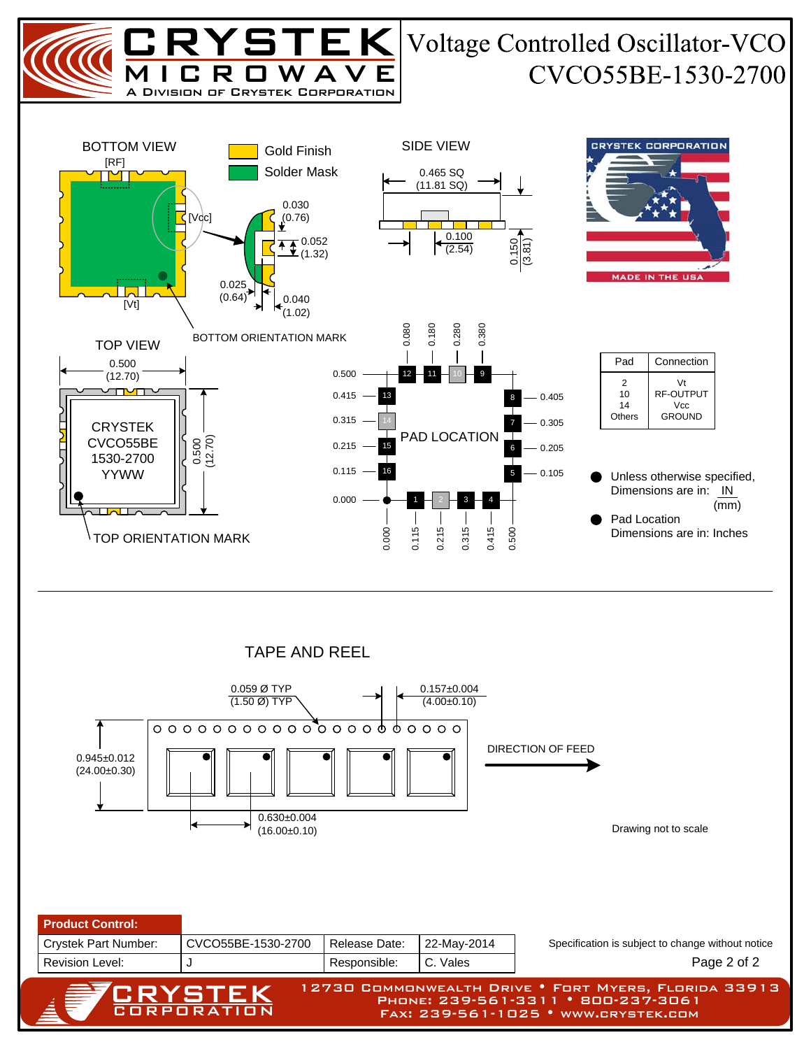# Voltage Controlled Oscillator-VCO
## CVCO55BE-1530-2700

CRYSTEK MICROWAVE
A DIVISION OF CRYSTEK CORPORATION

BOTTOM VIEW

[RF]

[Vcc]

[Vt]

Gold Finish

Solder Mask

0.030 (0.76)

0.052 (1.32)

0.025 (0.64)

0.040 (1.02)

BOTTOM ORIENTATION MARK

SIDE VIEW

0.465 SQ (11.81 SQ)

0.100 (2.54)

0.150 (3.81)

CRYSTEK CORPORATION
MADE IN THE USA

TOP VIEW

0.500 (12.70)

0.500 (12.70)

CRYSTEK
CVCO55BE
1530-2700
YYWW

TOP ORIENTATION MARK

PAD LOCATION

0.080 0.180 0.280 0.380

0.500 0.415 0.315 0.215 0.115 0.000

0.405 0.305 0.205 0.105

0.000 0.115 0.215 0.315 0.415 0.500

| Pad | Connection |
| --- | --- |
| 2 | Vt |
| 10 | RF-OUTPUT |
| 14 | Vcc |
| Others | GROUND |

- Unless otherwise specified, Dimensions are in: IN (mm)
- Pad Location Dimensions are in: Inches

## TAPE AND REEL

0.059 Ø TYP (1.50 Ø) TYP

0.157±0.004 (4.00±0.10)

0.945±0.012 (24.00±0.30)

0.630±0.004 (16.00±0.10)

DIRECTION OF FEED

Drawing not to scale

| Product Control: | | | |
| --- | --- | --- | --- |
| Crystek Part Number: | CVCO55BE-1530-2700 | Release Date: | 22-May-2014 |
| Revision Level: | J | Responsible: | C. Vales |

Specification is subject to change without notice

CRYSTEK CORPORATION
12730 Commonwealth Drive • Fort Myers, Florida 33913
Phone: 239-561-3311 • 800-237-3061
Fax: 239-561-1025 • www.crystek.com